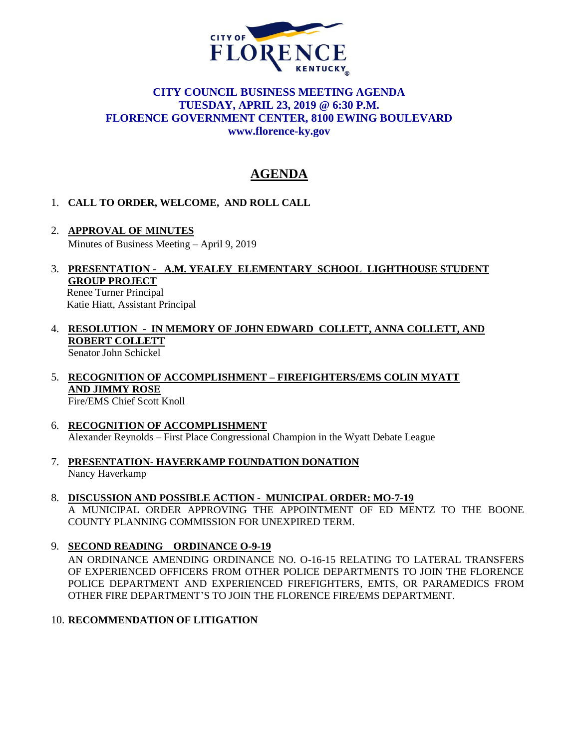CITY OF FLORENCE KENTUCKY

**CITY COUNCIL BUSINESS MEETING AGENDA**
**TUESDAY, APRIL 23, 2019 @ 6:30 P.M.**
**FLORENCE GOVERNMENT CENTER, 8100 EWING BOULEVARD**
**www.florence-ky.gov**

# AGENDA

1. **CALL TO ORDER, WELCOME, AND ROLL CALL**

2. **APPROVAL OF MINUTES**
   Minutes of Business Meeting – April 9, 2019

3. **PRESENTATION - A.M. YEALEY ELEMENTARY SCHOOL LIGHTHOUSE STUDENT GROUP PROJECT**
   Renee Turner Principal
   Katie Hiatt, Assistant Principal

4. **RESOLUTION - IN MEMORY OF JOHN EDWARD COLLETT, ANNA COLLETT, AND ROBERT COLLETT**
   Senator John Schickel

5. **RECOGNITION OF ACCOMPLISHMENT – FIREFIGHTERS/EMS COLIN MYATT AND JIMMY ROSE**
   Fire/EMS Chief Scott Knoll

6. **RECOGNITION OF ACCOMPLISHMENT**
   Alexander Reynolds – First Place Congressional Champion in the Wyatt Debate League

7. **PRESENTATION- HAVERKAMP FOUNDATION DONATION**
   Nancy Haverkamp

8. **DISCUSSION AND POSSIBLE ACTION - MUNICIPAL ORDER: MO-7-19**
   A MUNICIPAL ORDER APPROVING THE APPOINTMENT OF ED MENTZ TO THE BOONE COUNTY PLANNING COMMISSION FOR UNEXPIRED TERM.

9. **SECOND READING ORDINANCE O-9-19**
   AN ORDINANCE AMENDING ORDINANCE NO. O-16-15 RELATING TO LATERAL TRANSFERS OF EXPERIENCED OFFICERS FROM OTHER POLICE DEPARTMENTS TO JOIN THE FLORENCE POLICE DEPARTMENT AND EXPERIENCED FIREFIGHTERS, EMTS, OR PARAMEDICS FROM OTHER FIRE DEPARTMENT'S TO JOIN THE FLORENCE FIRE/EMS DEPARTMENT.

10. **RECOMMENDATION OF LITIGATION**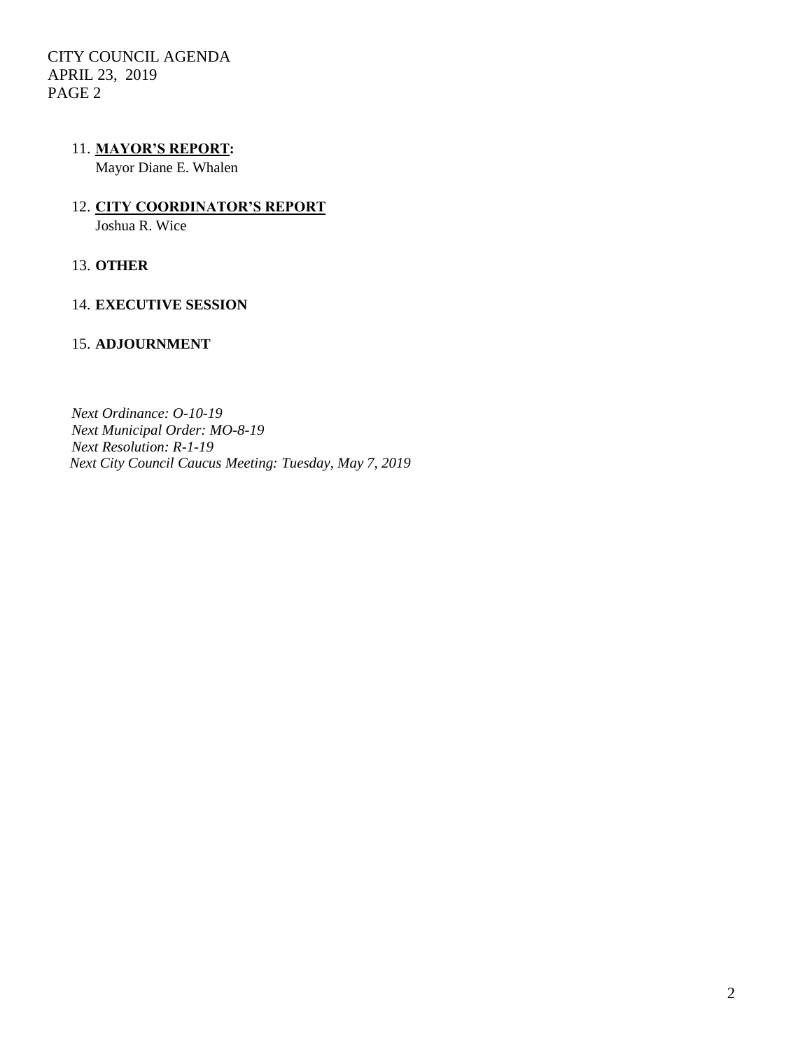CITY COUNCIL AGENDA
APRIL 23, 2019
PAGE 2

11. **MAYOR'S REPORT:**
    Mayor Diane E. Whalen

12. **CITY COORDINATOR'S REPORT**
    Joshua R. Wice

13. **OTHER**

14. **EXECUTIVE SESSION**

15. **ADJOURNMENT**

*Next Ordinance: O-10-19*
*Next Municipal Order: MO-8-19*
*Next Resolution: R-1-19*
*Next City Council Caucus Meeting: Tuesday, May 7, 2019*